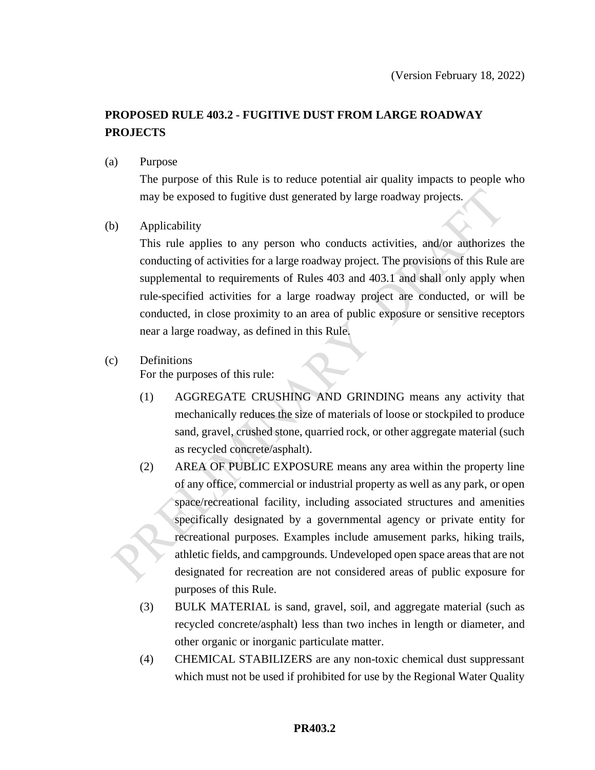(Version February 18, 2022)

# PROPOSED RULE 403.2 - FUGITIVE DUST FROM LARGE ROADWAY PROJECTS

(a) Purpose

The purpose of this Rule is to reduce potential air quality impacts to people who may be exposed to fugitive dust generated by large roadway projects.

(b) Applicability

This rule applies to any person who conducts activities, and/or authorizes the conducting of activities for a large roadway project. The provisions of this Rule are supplemental to requirements of Rules 403 and 403.1 and shall only apply when rule-specified activities for a large roadway project are conducted, or will be conducted, in close proximity to an area of public exposure or sensitive receptors near a large roadway, as defined in this Rule.

(c) Definitions

For the purposes of this rule:

(1) AGGREGATE CRUSHING AND GRINDING means any activity that mechanically reduces the size of materials of loose or stockpiled to produce sand, gravel, crushed stone, quarried rock, or other aggregate material (such as recycled concrete/asphalt).

(2) AREA OF PUBLIC EXPOSURE means any area within the property line of any office, commercial or industrial property as well as any park, or open space/recreational facility, including associated structures and amenities specifically designated by a governmental agency or private entity for recreational purposes. Examples include amusement parks, hiking trails, athletic fields, and campgrounds. Undeveloped open space areas that are not designated for recreation are not considered areas of public exposure for purposes of this Rule.

(3) BULK MATERIAL is sand, gravel, soil, and aggregate material (such as recycled concrete/asphalt) less than two inches in length or diameter, and other organic or inorganic particulate matter.

(4) CHEMICAL STABILIZERS are any non-toxic chemical dust suppressant which must not be used if prohibited for use by the Regional Water Quality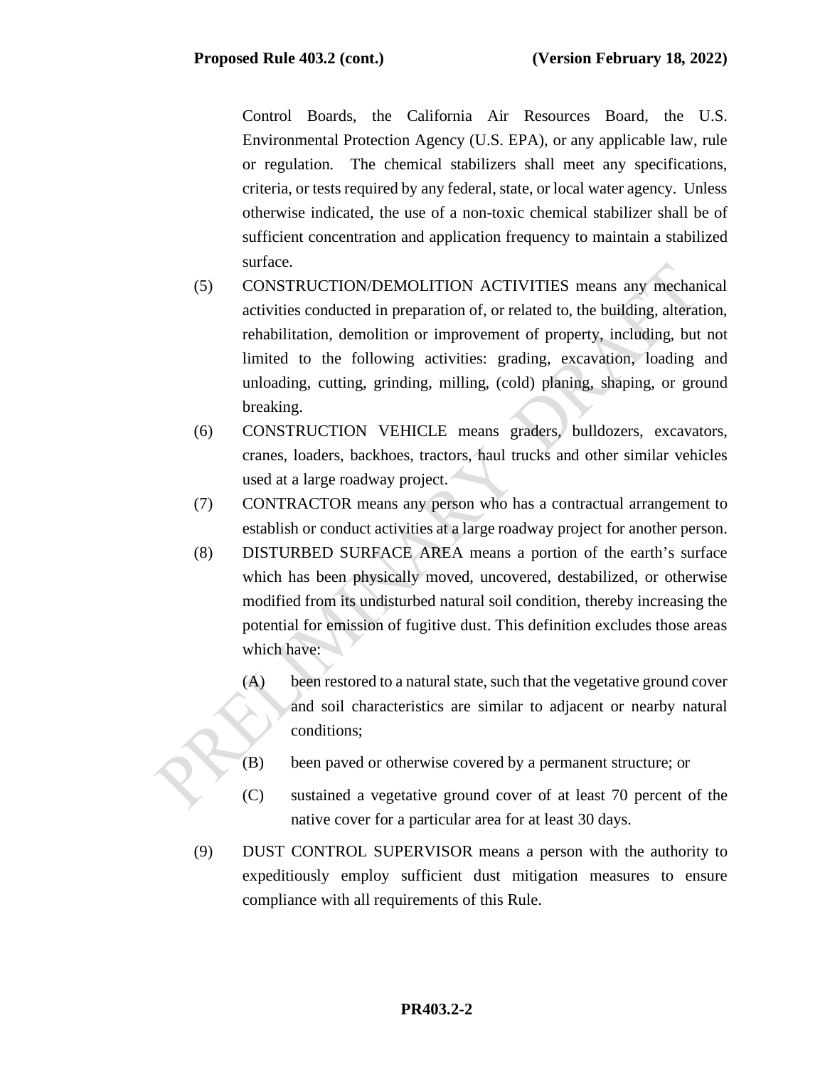Control Boards, the California Air Resources Board, the U.S. Environmental Protection Agency (U.S. EPA), or any applicable law, rule or regulation. The chemical stabilizers shall meet any specifications, criteria, or tests required by any federal, state, or local water agency. Unless otherwise indicated, the use of a non-toxic chemical stabilizer shall be of sufficient concentration and application frequency to maintain a stabilized surface.

(5) CONSTRUCTION/DEMOLITION ACTIVITIES means any mechanical activities conducted in preparation of, or related to, the building, alteration, rehabilitation, demolition or improvement of property, including, but not limited to the following activities: grading, excavation, loading and unloading, cutting, grinding, milling, (cold) planing, shaping, or ground breaking.

(6) CONSTRUCTION VEHICLE means graders, bulldozers, excavators, cranes, loaders, backhoes, tractors, haul trucks and other similar vehicles used at a large roadway project.

(7) CONTRACTOR means any person who has a contractual arrangement to establish or conduct activities at a large roadway project for another person.

(8) DISTURBED SURFACE AREA means a portion of the earth's surface which has been physically moved, uncovered, destabilized, or otherwise modified from its undisturbed natural soil condition, thereby increasing the potential for emission of fugitive dust. This definition excludes those areas which have:

   (A) been restored to a natural state, such that the vegetative ground cover and soil characteristics are similar to adjacent or nearby natural conditions;

   (B) been paved or otherwise covered by a permanent structure; or

   (C) sustained a vegetative ground cover of at least 70 percent of the native cover for a particular area for at least 30 days.

(9) DUST CONTROL SUPERVISOR means a person with the authority to expeditiously employ sufficient dust mitigation measures to ensure compliance with all requirements of this Rule.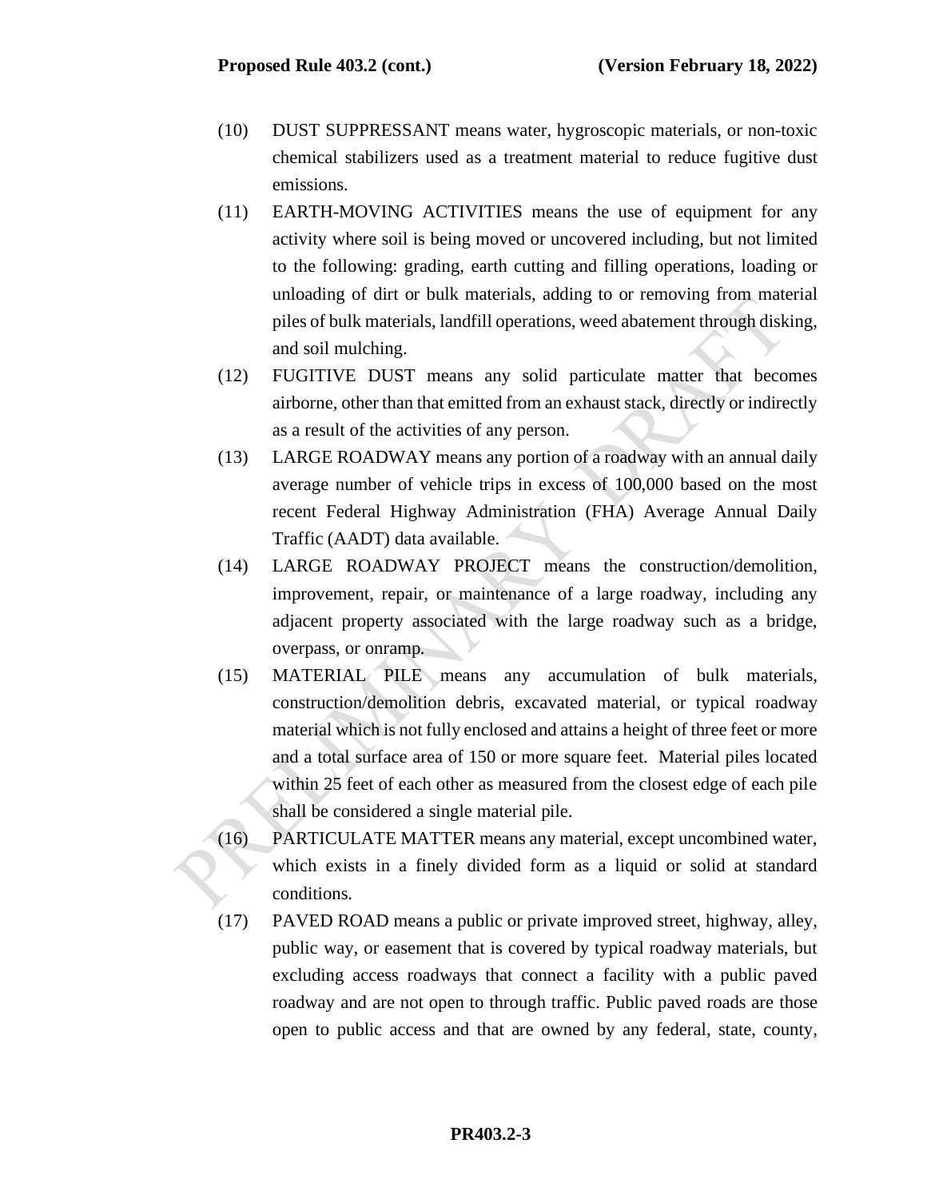(10) DUST SUPPRESSANT means water, hygroscopic materials, or non-toxic chemical stabilizers used as a treatment material to reduce fugitive dust emissions.

(11) EARTH-MOVING ACTIVITIES means the use of equipment for any activity where soil is being moved or uncovered including, but not limited to the following: grading, earth cutting and filling operations, loading or unloading of dirt or bulk materials, adding to or removing from material piles of bulk materials, landfill operations, weed abatement through disking, and soil mulching.

(12) FUGITIVE DUST means any solid particulate matter that becomes airborne, other than that emitted from an exhaust stack, directly or indirectly as a result of the activities of any person.

(13) LARGE ROADWAY means any portion of a roadway with an annual daily average number of vehicle trips in excess of 100,000 based on the most recent Federal Highway Administration (FHA) Average Annual Daily Traffic (AADT) data available.

(14) LARGE ROADWAY PROJECT means the construction/demolition, improvement, repair, or maintenance of a large roadway, including any adjacent property associated with the large roadway such as a bridge, overpass, or onramp.

(15) MATERIAL PILE means any accumulation of bulk materials, construction/demolition debris, excavated material, or typical roadway material which is not fully enclosed and attains a height of three feet or more and a total surface area of 150 or more square feet. Material piles located within 25 feet of each other as measured from the closest edge of each pile shall be considered a single material pile.

(16) PARTICULATE MATTER means any material, except uncombined water, which exists in a finely divided form as a liquid or solid at standard conditions.

(17) PAVED ROAD means a public or private improved street, highway, alley, public way, or easement that is covered by typical roadway materials, but excluding access roadways that connect a facility with a public paved roadway and are not open to through traffic. Public paved roads are those open to public access and that are owned by any federal, state, county,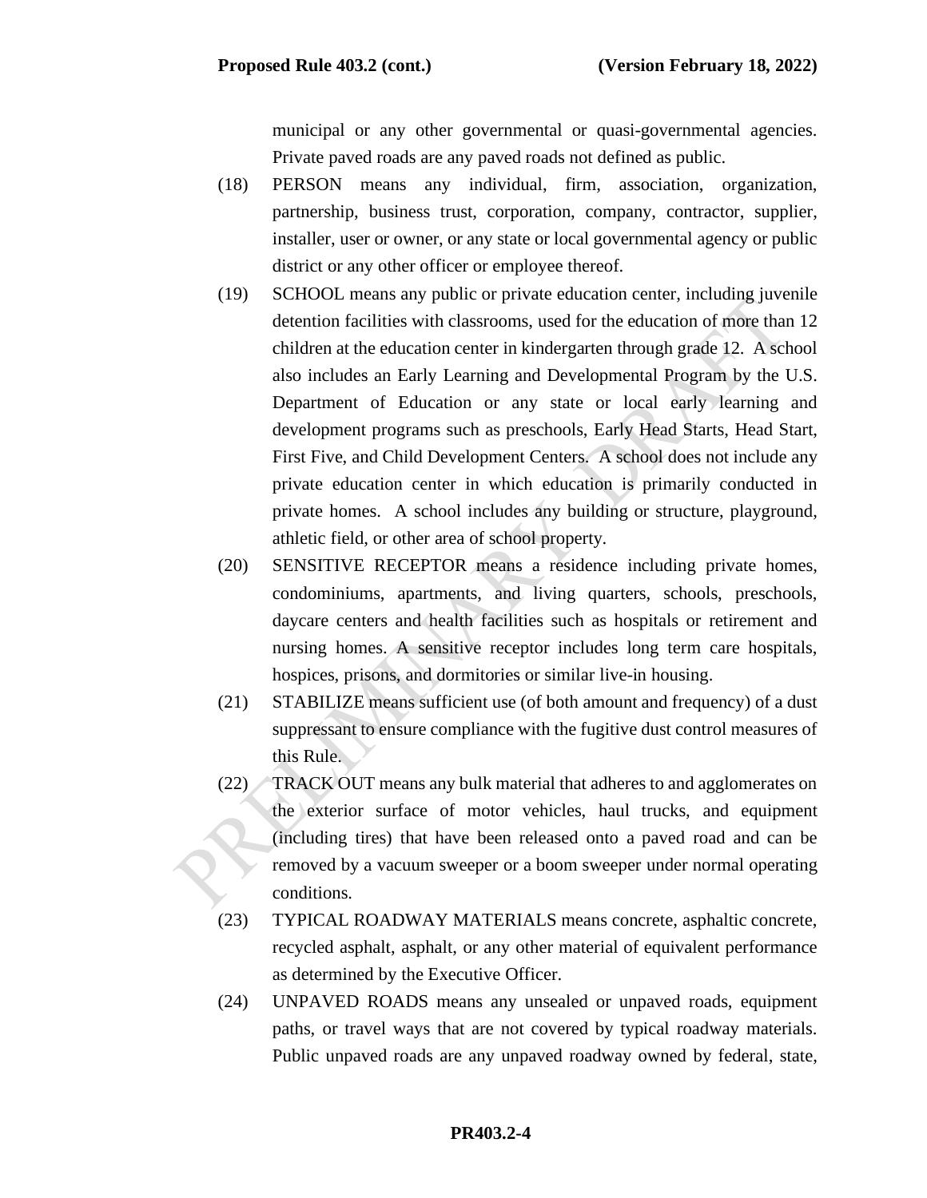municipal or any other governmental or quasi-governmental agencies. Private paved roads are any paved roads not defined as public.

(18) PERSON means any individual, firm, association, organization, partnership, business trust, corporation, company, contractor, supplier, installer, user or owner, or any state or local governmental agency or public district or any other officer or employee thereof.

(19) SCHOOL means any public or private education center, including juvenile detention facilities with classrooms, used for the education of more than 12 children at the education center in kindergarten through grade 12. A school also includes an Early Learning and Developmental Program by the U.S. Department of Education or any state or local early learning and development programs such as preschools, Early Head Starts, Head Start, First Five, and Child Development Centers. A school does not include any private education center in which education is primarily conducted in private homes. A school includes any building or structure, playground, athletic field, or other area of school property.

(20) SENSITIVE RECEPTOR means a residence including private homes, condominiums, apartments, and living quarters, schools, preschools, daycare centers and health facilities such as hospitals or retirement and nursing homes. A sensitive receptor includes long term care hospitals, hospices, prisons, and dormitories or similar live-in housing.

(21) STABILIZE means sufficient use (of both amount and frequency) of a dust suppressant to ensure compliance with the fugitive dust control measures of this Rule.

(22) TRACK OUT means any bulk material that adheres to and agglomerates on the exterior surface of motor vehicles, haul trucks, and equipment (including tires) that have been released onto a paved road and can be removed by a vacuum sweeper or a boom sweeper under normal operating conditions.

(23) TYPICAL ROADWAY MATERIALS means concrete, asphaltic concrete, recycled asphalt, asphalt, or any other material of equivalent performance as determined by the Executive Officer.

(24) UNPAVED ROADS means any unsealed or unpaved roads, equipment paths, or travel ways that are not covered by typical roadway materials. Public unpaved roads are any unpaved roadway owned by federal, state,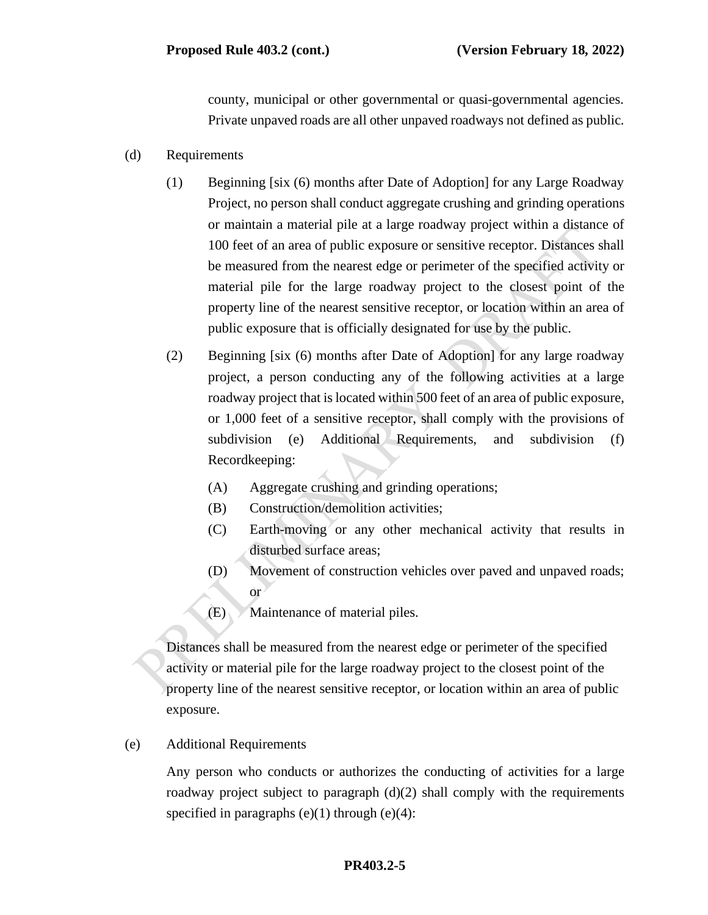county, municipal or other governmental or quasi-governmental agencies. Private unpaved roads are all other unpaved roadways not defined as public.

(d) Requirements

(1) Beginning [six (6) months after Date of Adoption] for any Large Roadway Project, no person shall conduct aggregate crushing and grinding operations or maintain a material pile at a large roadway project within a distance of 100 feet of an area of public exposure or sensitive receptor. Distances shall be measured from the nearest edge or perimeter of the specified activity or material pile for the large roadway project to the closest point of the property line of the nearest sensitive receptor, or location within an area of public exposure that is officially designated for use by the public.

(2) Beginning [six (6) months after Date of Adoption] for any large roadway project, a person conducting any of the following activities at a large roadway project that is located within 500 feet of an area of public exposure, or 1,000 feet of a sensitive receptor, shall comply with the provisions of subdivision (e) Additional Requirements, and subdivision (f) Recordkeeping:

(A) Aggregate crushing and grinding operations;

(B) Construction/demolition activities;

(C) Earth-moving or any other mechanical activity that results in disturbed surface areas;

(D) Movement of construction vehicles over paved and unpaved roads; or

(E) Maintenance of material piles.

Distances shall be measured from the nearest edge or perimeter of the specified activity or material pile for the large roadway project to the closest point of the property line of the nearest sensitive receptor, or location within an area of public exposure.

(e) Additional Requirements

Any person who conducts or authorizes the conducting of activities for a large roadway project subject to paragraph (d)(2) shall comply with the requirements specified in paragraphs (e)(1) through (e)(4):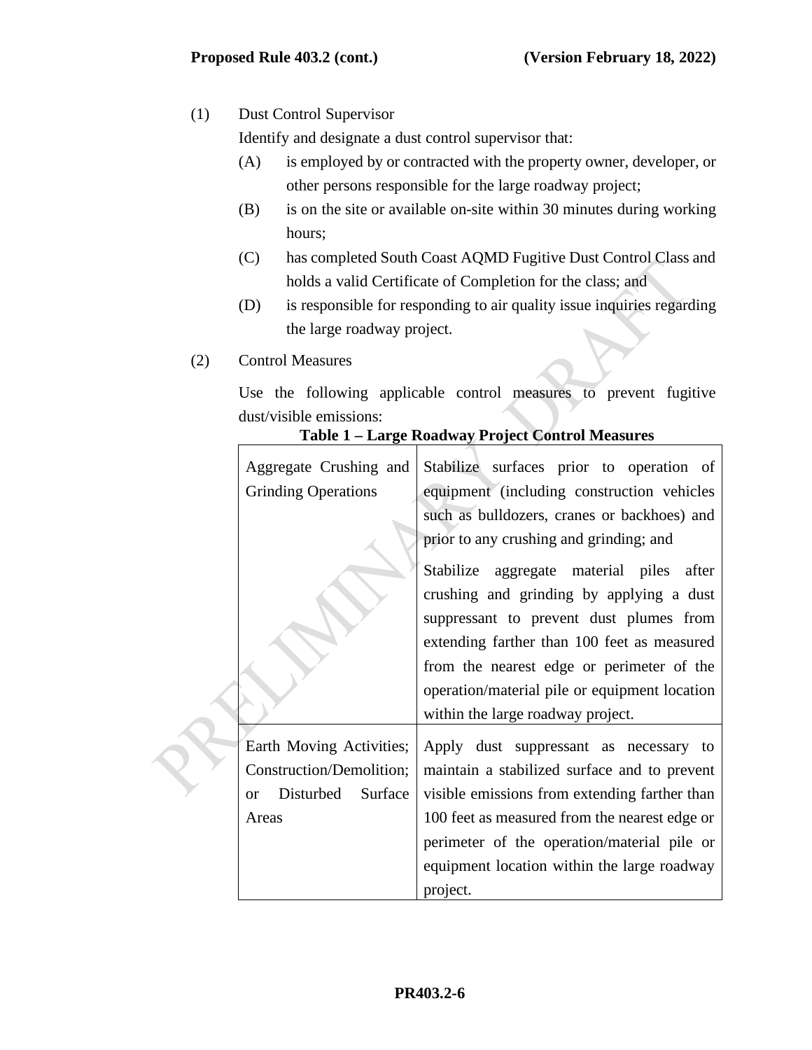(1) Dust Control Supervisor

Identify and designate a dust control supervisor that:

(A) is employed by or contracted with the property owner, developer, or other persons responsible for the large roadway project;

(B) is on the site or available on-site within 30 minutes during working hours;

(C) has completed South Coast AQMD Fugitive Dust Control Class and holds a valid Certificate of Completion for the class; and

(D) is responsible for responding to air quality issue inquiries regarding the large roadway project.

(2) Control Measures

Use the following applicable control measures to prevent fugitive dust/visible emissions:

**Table 1 – Large Roadway Project Control Measures**

| | |
|---|---|
| Aggregate Crushing and Grinding Operations | Stabilize surfaces prior to operation of equipment (including construction vehicles such as bulldozers, cranes or backhoes) and prior to any crushing and grinding; and<br><br>Stabilize aggregate material piles after crushing and grinding by applying a dust suppressant to prevent dust plumes from extending farther than 100 feet as measured from the nearest edge or perimeter of the operation/material pile or equipment location within the large roadway project. |
| Earth Moving Activities; Construction/Demolition; or Disturbed Surface Areas | Apply dust suppressant as necessary to maintain a stabilized surface and to prevent visible emissions from extending farther than 100 feet as measured from the nearest edge or perimeter of the operation/material pile or equipment location within the large roadway project. |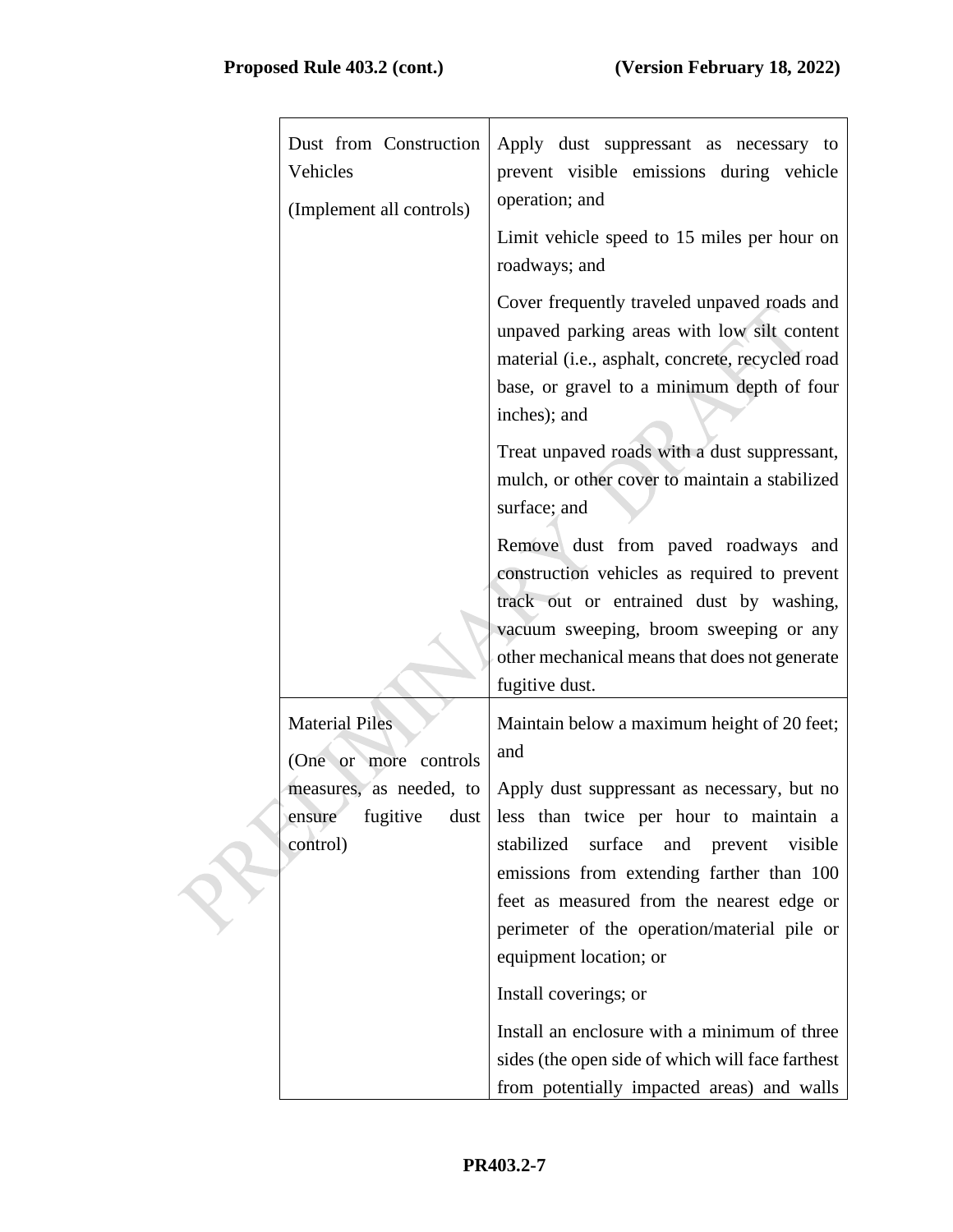| | |
|---|---|
| Dust from Construction Vehicles<br><br>(Implement all controls) | Apply dust suppressant as necessary to prevent visible emissions during vehicle operation; and<br><br>Limit vehicle speed to 15 miles per hour on roadways; and<br><br>Cover frequently traveled unpaved roads and unpaved parking areas with low silt content material (i.e., asphalt, concrete, recycled road base, or gravel to a minimum depth of four inches); and<br><br>Treat unpaved roads with a dust suppressant, mulch, or other cover to maintain a stabilized surface; and<br><br>Remove dust from paved roadways and construction vehicles as required to prevent track out or entrained dust by washing, vacuum sweeping, broom sweeping or any other mechanical means that does not generate fugitive dust. |
| Material Piles<br><br>(One or more controls measures, as needed, to ensure fugitive dust control) | Maintain below a maximum height of 20 feet; and<br><br>Apply dust suppressant as necessary, but no less than twice per hour to maintain a stabilized surface and prevent visible emissions from extending farther than 100 feet as measured from the nearest edge or perimeter of the operation/material pile or equipment location; or<br><br>Install coverings; or<br><br>Install an enclosure with a minimum of three sides (the open side of which will face farthest from potentially impacted areas) and walls |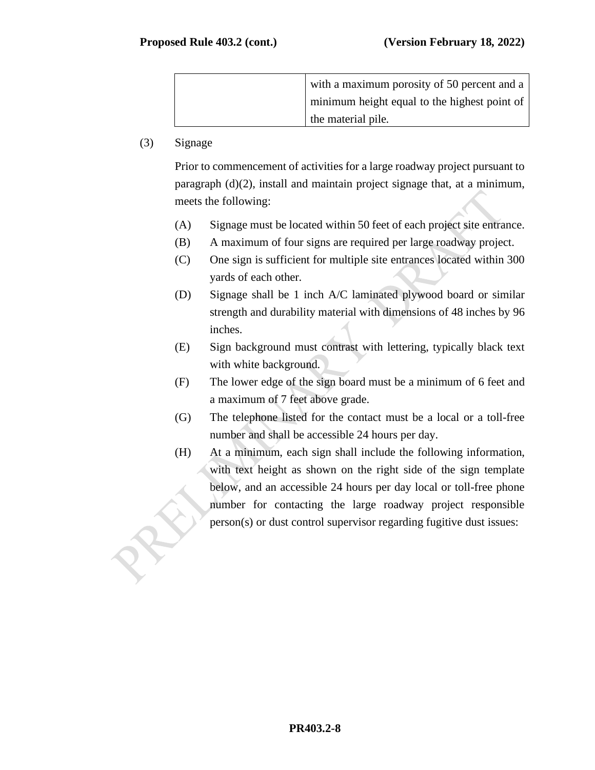|  | with a maximum porosity of 50 percent and a minimum height equal to the highest point of the material pile. |
|---|---|

(3) Signage

Prior to commencement of activities for a large roadway project pursuant to paragraph (d)(2), install and maintain project signage that, at a minimum, meets the following:

(A) Signage must be located within 50 feet of each project site entrance.

(B) A maximum of four signs are required per large roadway project.

(C) One sign is sufficient for multiple site entrances located within 300 yards of each other.

(D) Signage shall be 1 inch A/C laminated plywood board or similar strength and durability material with dimensions of 48 inches by 96 inches.

(E) Sign background must contrast with lettering, typically black text with white background.

(F) The lower edge of the sign board must be a minimum of 6 feet and a maximum of 7 feet above grade.

(G) The telephone listed for the contact must be a local or a toll-free number and shall be accessible 24 hours per day.

(H) At a minimum, each sign shall include the following information, with text height as shown on the right side of the sign template below, and an accessible 24 hours per day local or toll-free phone number for contacting the large roadway project responsible person(s) or dust control supervisor regarding fugitive dust issues: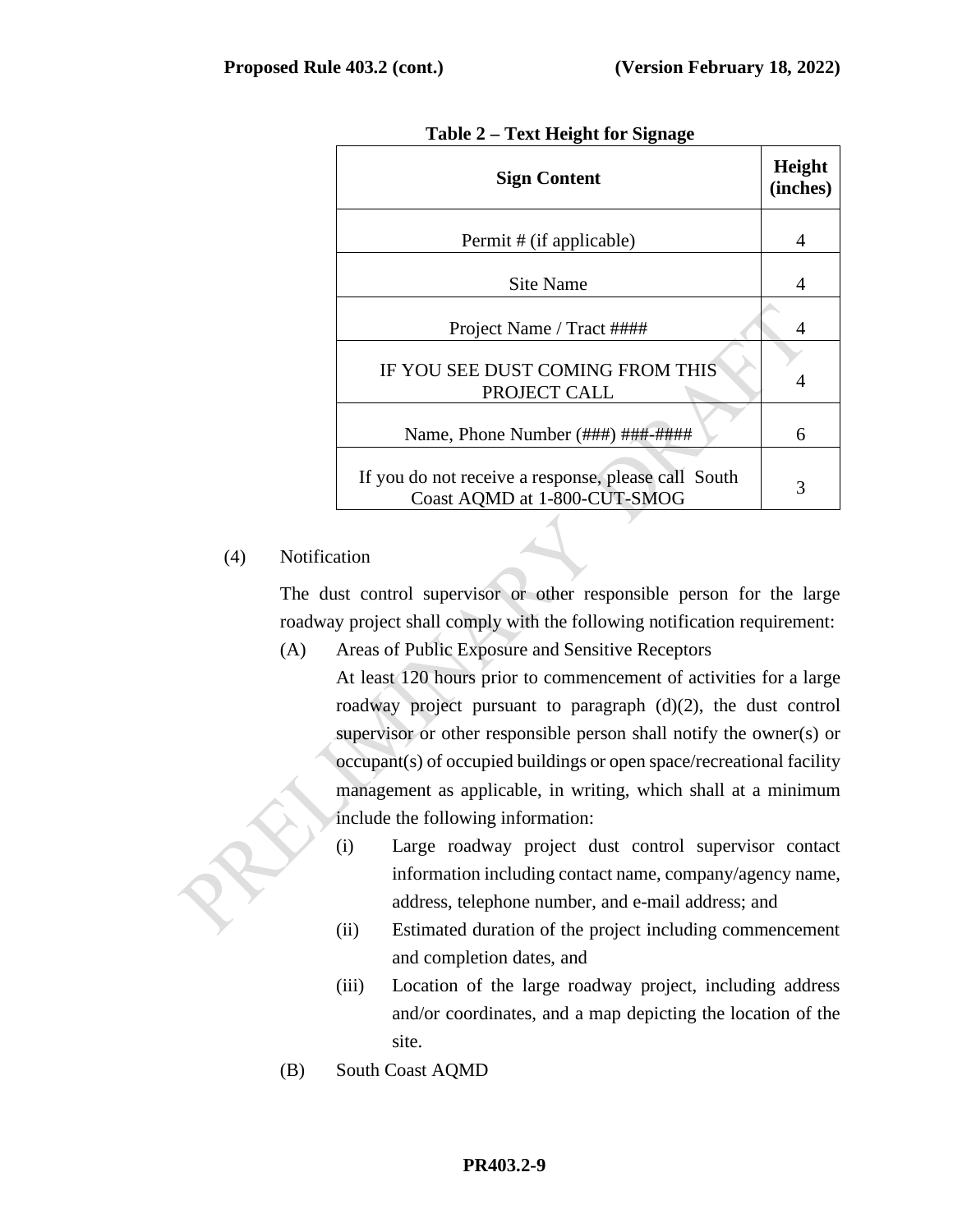**Table 2 – Text Height for Signage**

| Sign Content | Height (inches) |
|---|---|
| Permit # (if applicable) | 4 |
| Site Name | 4 |
| Project Name / Tract #### | 4 |
| IF YOU SEE DUST COMING FROM THIS PROJECT CALL | 4 |
| Name, Phone Number (###) ###-#### | 6 |
| If you do not receive a response, please call South Coast AQMD at 1-800-CUT-SMOG | 3 |

(4) Notification

The dust control supervisor or other responsible person for the large roadway project shall comply with the following notification requirement:

(A) Areas of Public Exposure and Sensitive Receptors

At least 120 hours prior to commencement of activities for a large roadway project pursuant to paragraph (d)(2), the dust control supervisor or other responsible person shall notify the owner(s) or occupant(s) of occupied buildings or open space/recreational facility management as applicable, in writing, which shall at a minimum include the following information:

(i) Large roadway project dust control supervisor contact information including contact name, company/agency name, address, telephone number, and e-mail address; and

(ii) Estimated duration of the project including commencement and completion dates, and

(iii) Location of the large roadway project, including address and/or coordinates, and a map depicting the location of the site.

(B) South Coast AQMD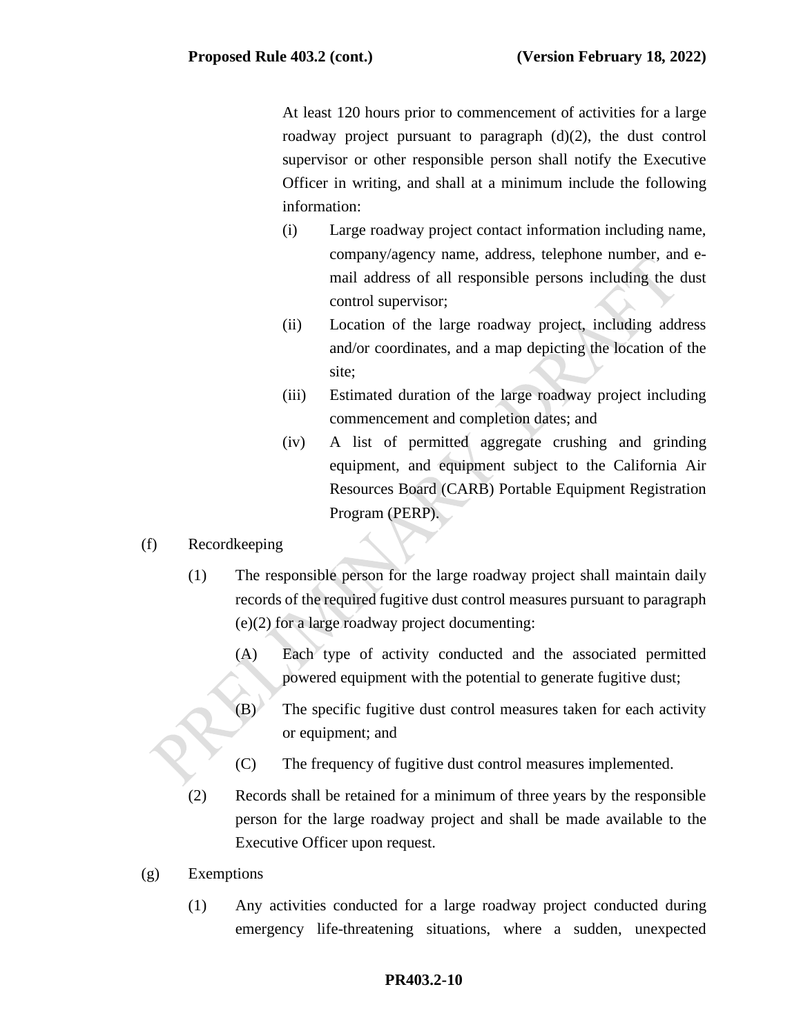At least 120 hours prior to commencement of activities for a large roadway project pursuant to paragraph (d)(2), the dust control supervisor or other responsible person shall notify the Executive Officer in writing, and shall at a minimum include the following information:

(i) Large roadway project contact information including name, company/agency name, address, telephone number, and e-mail address of all responsible persons including the dust control supervisor;

(ii) Location of the large roadway project, including address and/or coordinates, and a map depicting the location of the site;

(iii) Estimated duration of the large roadway project including commencement and completion dates; and

(iv) A list of permitted aggregate crushing and grinding equipment, and equipment subject to the California Air Resources Board (CARB) Portable Equipment Registration Program (PERP).

(f) Recordkeeping

(1) The responsible person for the large roadway project shall maintain daily records of the required fugitive dust control measures pursuant to paragraph (e)(2) for a large roadway project documenting:

(A) Each type of activity conducted and the associated permitted powered equipment with the potential to generate fugitive dust;

(B) The specific fugitive dust control measures taken for each activity or equipment; and

(C) The frequency of fugitive dust control measures implemented.

(2) Records shall be retained for a minimum of three years by the responsible person for the large roadway project and shall be made available to the Executive Officer upon request.

(g) Exemptions

(1) Any activities conducted for a large roadway project conducted during emergency life-threatening situations, where a sudden, unexpected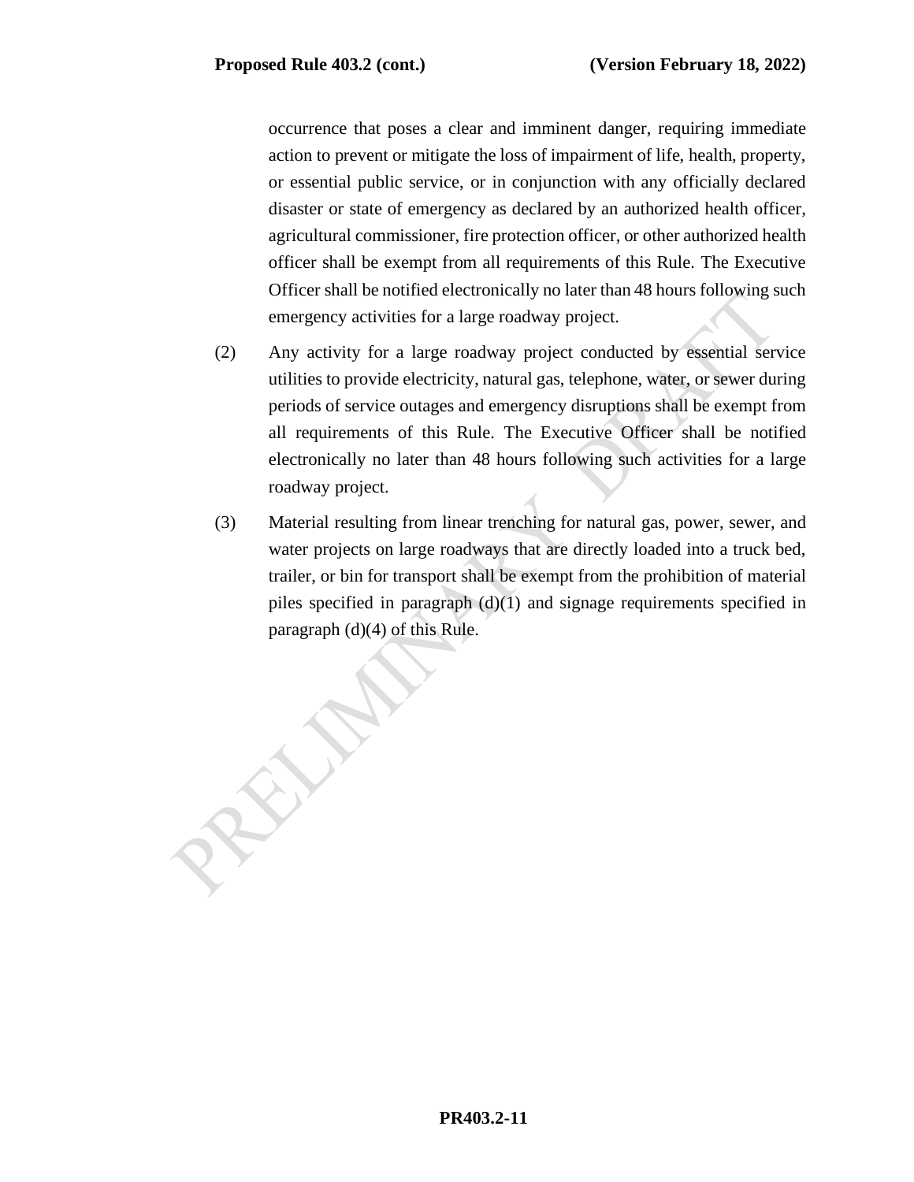occurrence that poses a clear and imminent danger, requiring immediate action to prevent or mitigate the loss of impairment of life, health, property, or essential public service, or in conjunction with any officially declared disaster or state of emergency as declared by an authorized health officer, agricultural commissioner, fire protection officer, or other authorized health officer shall be exempt from all requirements of this Rule. The Executive Officer shall be notified electronically no later than 48 hours following such emergency activities for a large roadway project.

(2) Any activity for a large roadway project conducted by essential service utilities to provide electricity, natural gas, telephone, water, or sewer during periods of service outages and emergency disruptions shall be exempt from all requirements of this Rule. The Executive Officer shall be notified electronically no later than 48 hours following such activities for a large roadway project.

(3) Material resulting from linear trenching for natural gas, power, sewer, and water projects on large roadways that are directly loaded into a truck bed, trailer, or bin for transport shall be exempt from the prohibition of material piles specified in paragraph (d)(1) and signage requirements specified in paragraph (d)(4) of this Rule.